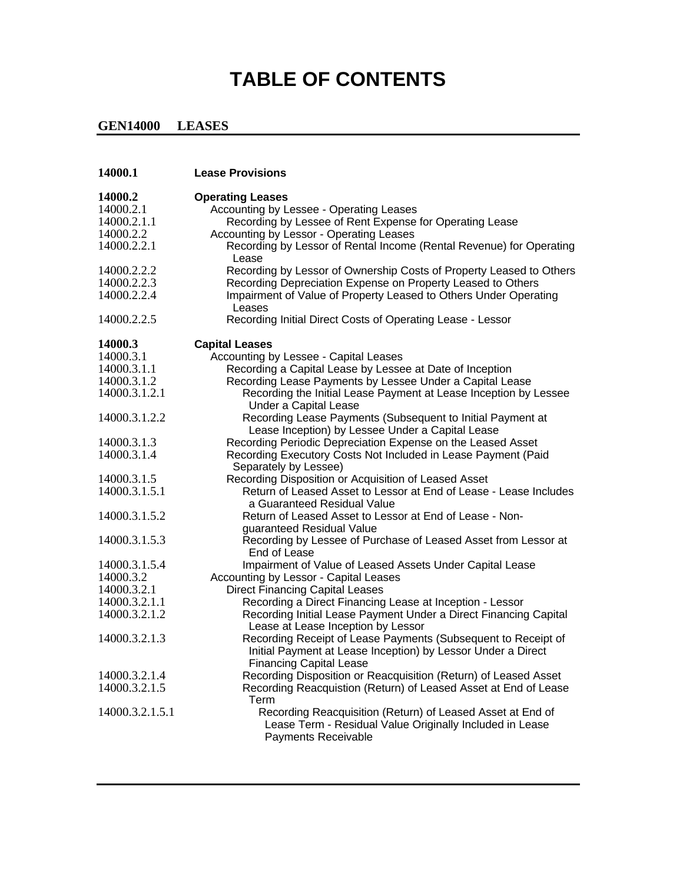# TABLE OF CONTENTS

## GEN14000 LEASES

| | |
|---|---|
| **14000.1** | **Lease Provisions** |
| **14000.2** | **Operating Leases** |
| 14000.2.1 | Accounting by Lessee - Operating Leases |
| 14000.2.1.1 | Recording by Lessee of Rent Expense for Operating Lease |
| 14000.2.2 | Accounting by Lessor - Operating Leases |
| 14000.2.2.1 | Recording by Lessor of Rental Income (Rental Revenue) for Operating Lease |
| 14000.2.2.2 | Recording by Lessor of Ownership Costs of Property Leased to Others |
| 14000.2.2.3 | Recording Depreciation Expense on Property Leased to Others |
| 14000.2.2.4 | Impairment of Value of Property Leased to Others Under Operating Leases |
| 14000.2.2.5 | Recording Initial Direct Costs of Operating Lease - Lessor |
| **14000.3** | **Capital Leases** |
| 14000.3.1 | Accounting by Lessee - Capital Leases |
| 14000.3.1.1 | Recording a Capital Lease by Lessee at Date of Inception |
| 14000.3.1.2 | Recording Lease Payments by Lessee Under a Capital Lease |
| 14000.3.1.2.1 | Recording the Initial Lease Payment at Lease Inception by Lessee Under a Capital Lease |
| 14000.3.1.2.2 | Recording Lease Payments (Subsequent to Initial Payment at Lease Inception) by Lessee Under a Capital Lease |
| 14000.3.1.3 | Recording Periodic Depreciation Expense on the Leased Asset |
| 14000.3.1.4 | Recording Executory Costs Not Included in Lease Payment (Paid Separately by Lessee) |
| 14000.3.1.5 | Recording Disposition or Acquisition of Leased Asset |
| 14000.3.1.5.1 | Return of Leased Asset to Lessor at End of Lease - Lease Includes a Guaranteed Residual Value |
| 14000.3.1.5.2 | Return of Leased Asset to Lessor at End of Lease - Non-guaranteed Residual Value |
| 14000.3.1.5.3 | Recording by Lessee of Purchase of Leased Asset from Lessor at End of Lease |
| 14000.3.1.5.4 | Impairment of Value of Leased Assets Under Capital Lease |
| 14000.3.2 | Accounting by Lessor - Capital Leases |
| 14000.3.2.1 | Direct Financing Capital Leases |
| 14000.3.2.1.1 | Recording a Direct Financing Lease at Inception - Lessor |
| 14000.3.2.1.2 | Recording Initial Lease Payment Under a Direct Financing Capital Lease at Lease Inception by Lessor |
| 14000.3.2.1.3 | Recording Receipt of Lease Payments (Subsequent to Receipt of Initial Payment at Lease Inception) by Lessor Under a Direct Financing Capital Lease |
| 14000.3.2.1.4 | Recording Disposition or Reacquisition (Return) of Leased Asset |
| 14000.3.2.1.5 | Recording Reacquistion (Return) of Leased Asset at End of Lease Term |
| 14000.3.2.1.5.1 | Recording Reacquisition (Return) of Leased Asset at End of Lease Term - Residual Value Originally Included in Lease Payments Receivable |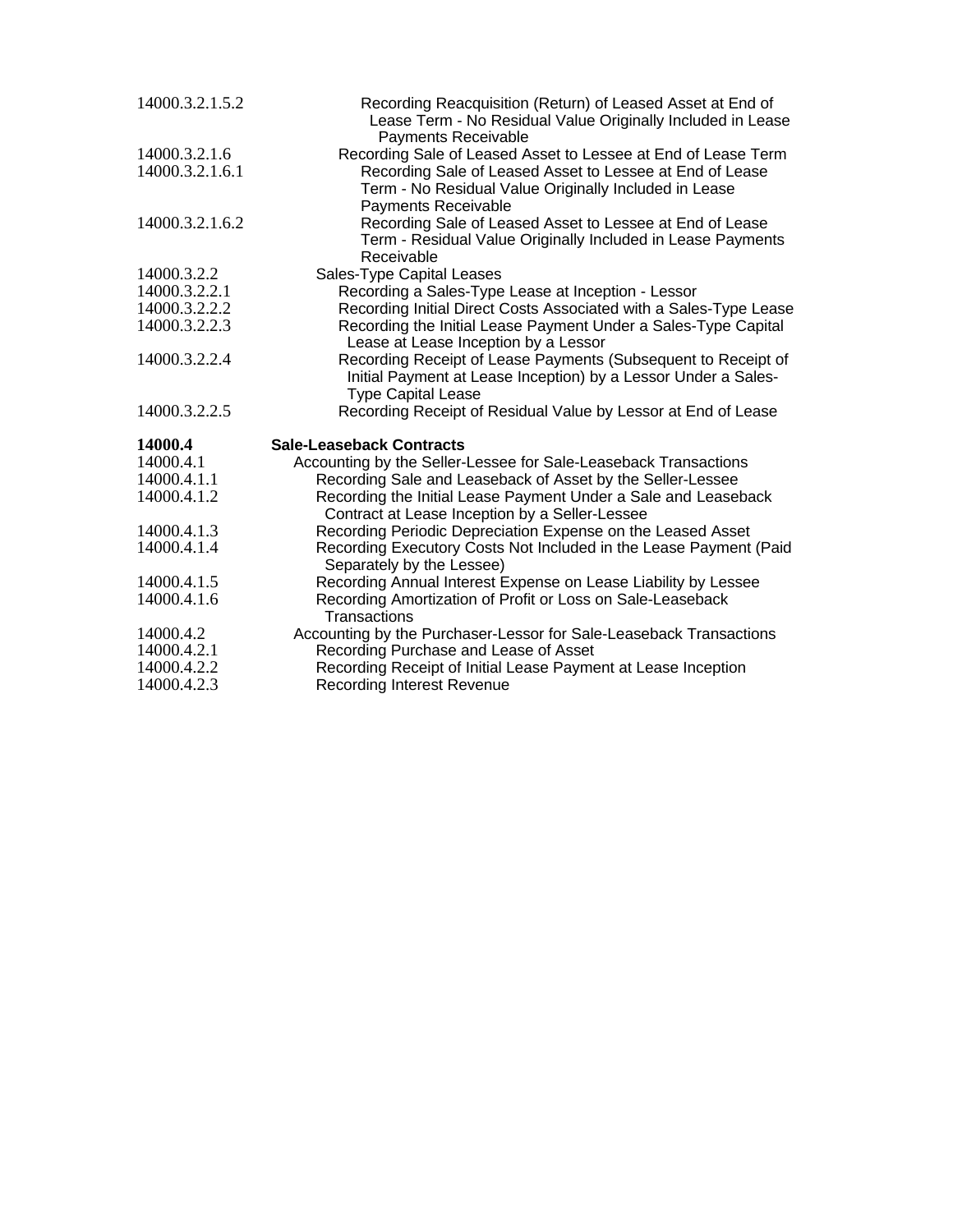| | |
|---|---|
| 14000.3.2.1.5.2 | Recording Reacquisition (Return) of Leased Asset at End of Lease Term - No Residual Value Originally Included in Lease Payments Receivable |
| 14000.3.2.1.6 | Recording Sale of Leased Asset to Lessee at End of Lease Term |
| 14000.3.2.1.6.1 | Recording Sale of Leased Asset to Lessee at End of Lease Term - No Residual Value Originally Included in Lease Payments Receivable |
| 14000.3.2.1.6.2 | Recording Sale of Leased Asset to Lessee at End of Lease Term - Residual Value Originally Included in Lease Payments Receivable |
| 14000.3.2.2 | Sales-Type Capital Leases |
| 14000.3.2.2.1 | Recording a Sales-Type Lease at Inception - Lessor |
| 14000.3.2.2.2 | Recording Initial Direct Costs Associated with a Sales-Type Lease |
| 14000.3.2.2.3 | Recording the Initial Lease Payment Under a Sales-Type Capital Lease at Lease Inception by a Lessor |
| 14000.3.2.2.4 | Recording Receipt of Lease Payments (Subsequent to Receipt of Initial Payment at Lease Inception) by a Lessor Under a Sales-Type Capital Lease |
| 14000.3.2.2.5 | Recording Receipt of Residual Value by Lessor at End of Lease |
| **14000.4** | **Sale-Leaseback Contracts** |
| 14000.4.1 | Accounting by the Seller-Lessee for Sale-Leaseback Transactions |
| 14000.4.1.1 | Recording Sale and Leaseback of Asset by the Seller-Lessee |
| 14000.4.1.2 | Recording the Initial Lease Payment Under a Sale and Leaseback Contract at Lease Inception by a Seller-Lessee |
| 14000.4.1.3 | Recording Periodic Depreciation Expense on the Leased Asset |
| 14000.4.1.4 | Recording Executory Costs Not Included in the Lease Payment (Paid Separately by the Lessee) |
| 14000.4.1.5 | Recording Annual Interest Expense on Lease Liability by Lessee |
| 14000.4.1.6 | Recording Amortization of Profit or Loss on Sale-Leaseback Transactions |
| 14000.4.2 | Accounting by the Purchaser-Lessor for Sale-Leaseback Transactions |
| 14000.4.2.1 | Recording Purchase and Lease of Asset |
| 14000.4.2.2 | Recording Receipt of Initial Lease Payment at Lease Inception |
| 14000.4.2.3 | Recording Interest Revenue |